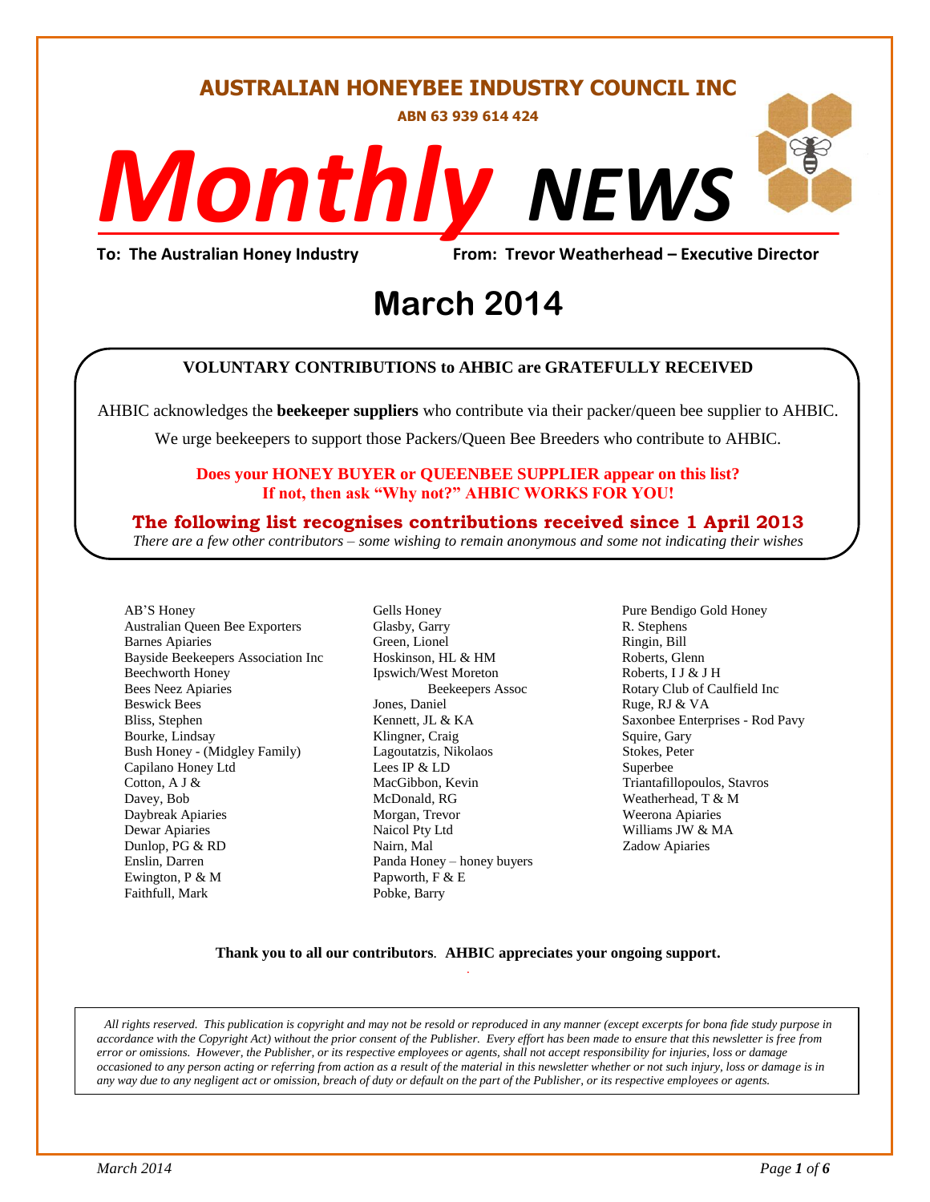# AUSTRALIAN HONEYBEE INDUSTRY COUNCIL INC

**ABN 63 939 614 424**

# *Monthly* NEWS

**To: The Australian Honey Industry** **From: Trevor Weatherhead – Executive Director**

## March 2014

**VOLUNTARY CONTRIBUTIONS to AHBIC are GRATEFULLY RECEIVED**

AHBIC acknowledges the **beekeeper suppliers** who contribute via their packer/queen bee supplier to AHBIC.

We urge beekeepers to support those Packers/Queen Bee Breeders who contribute to AHBIC.

**Does your HONEY BUYER or QUEENBEE SUPPLIER appear on this list?**
**If not, then ask "Why not?" AHBIC WORKS FOR YOU!**

**The following list recognises contributions received since 1 April 2013**

*There are a few other contributors – some wishing to remain anonymous and some not indicating their wishes*

AB'S Honey
Australian Queen Bee Exporters
Barnes Apiaries
Bayside Beekeepers Association Inc
Beechworth Honey
Bees Neez Apiaries
Beswick Bees
Bliss, Stephen
Bourke, Lindsay
Bush Honey - (Midgley Family)
Capilano Honey Ltd
Cotton, A J &
Davey, Bob
Daybreak Apiaries
Dewar Apiaries
Dunlop, PG & RD
Enslin, Darren
Ewington, P & M
Faithfull, Mark
Gells Honey
Glasby, Garry
Green, Lionel
Hoskinson, HL & HM
Ipswich/West Moreton Beekeepers Assoc
Jones, Daniel
Kennett, JL & KA
Klingner, Craig
Lagoutatzis, Nikolaos
Lees IP & LD
MacGibbon, Kevin
McDonald, RG
Morgan, Trevor
Naicol Pty Ltd
Nairn, Mal
Panda Honey – honey buyers
Papworth, F & E
Pobke, Barry
Pure Bendigo Gold Honey
R. Stephens
Ringin, Bill
Roberts, Glenn
Roberts, I J & J H
Rotary Club of Caulfield Inc
Ruge, RJ & VA
Saxonbee Enterprises - Rod Pavy
Squire, Gary
Stokes, Peter
Superbee
Triantafillopoulos, Stavros
Weatherhead, T & M
Weerona Apiaries
Williams JW & MA
Zadow Apiaries

**Thank you to all our contributors**. **AHBIC appreciates your ongoing support.**

*All rights reserved. This publication is copyright and may not be resold or reproduced in any manner (except excerpts for bona fide study purpose in accordance with the Copyright Act) without the prior consent of the Publisher. Every effort has been made to ensure that this newsletter is free from error or omissions. However, the Publisher, or its respective employees or agents, shall not accept responsibility for injuries, loss or damage occasioned to any person acting or referring from action as a result of the material in this newsletter whether or not such injury, loss or damage is in any way due to any negligent act or omission, breach of duty or default on the part of the Publisher, or its respective employees or agents.*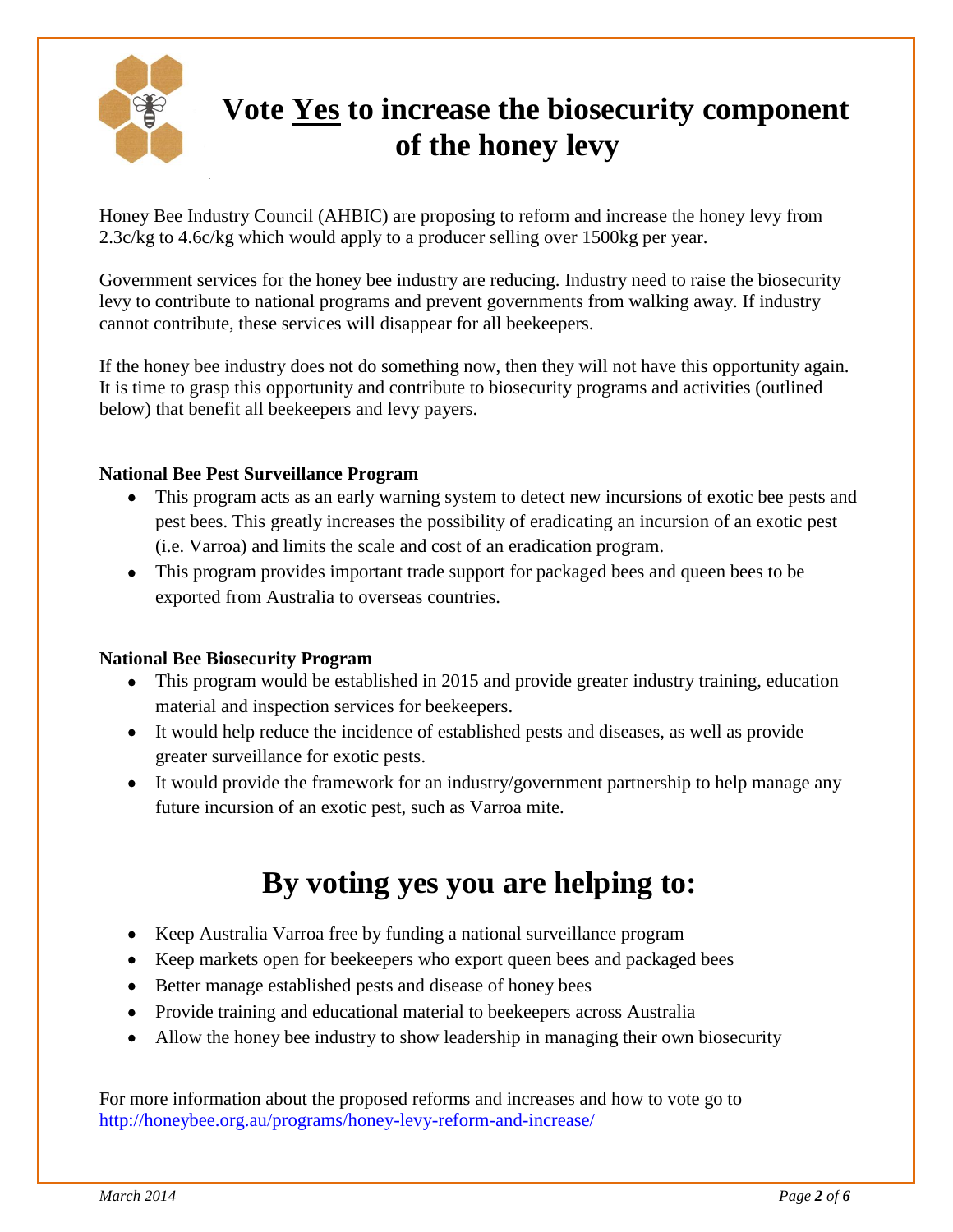# Vote <u>Yes</u> to increase the biosecurity component of the honey levy

Honey Bee Industry Council (AHBIC) are proposing to reform and increase the honey levy from 2.3c/kg to 4.6c/kg which would apply to a producer selling over 1500kg per year.

Government services for the honey bee industry are reducing. Industry need to raise the biosecurity levy to contribute to national programs and prevent governments from walking away. If industry cannot contribute, these services will disappear for all beekeepers.

If the honey bee industry does not do something now, then they will not have this opportunity again. It is time to grasp this opportunity and contribute to biosecurity programs and activities (outlined below) that benefit all beekeepers and levy payers.

**National Bee Pest Surveillance Program**

- This program acts as an early warning system to detect new incursions of exotic bee pests and pest bees. This greatly increases the possibility of eradicating an incursion of an exotic pest (i.e. Varroa) and limits the scale and cost of an eradication program.
- This program provides important trade support for packaged bees and queen bees to be exported from Australia to overseas countries.

**National Bee Biosecurity Program**

- This program would be established in 2015 and provide greater industry training, education material and inspection services for beekeepers.
- It would help reduce the incidence of established pests and diseases, as well as provide greater surveillance for exotic pests.
- It would provide the framework for an industry/government partnership to help manage any future incursion of an exotic pest, such as Varroa mite.

## By voting yes you are helping to:

- Keep Australia Varroa free by funding a national surveillance program
- Keep markets open for beekeepers who export queen bees and packaged bees
- Better manage established pests and disease of honey bees
- Provide training and educational material to beekeepers across Australia
- Allow the honey bee industry to show leadership in managing their own biosecurity

For more information about the proposed reforms and increases and how to vote go to http://honeybee.org.au/programs/honey-levy-reform-and-increase/

*March 2014*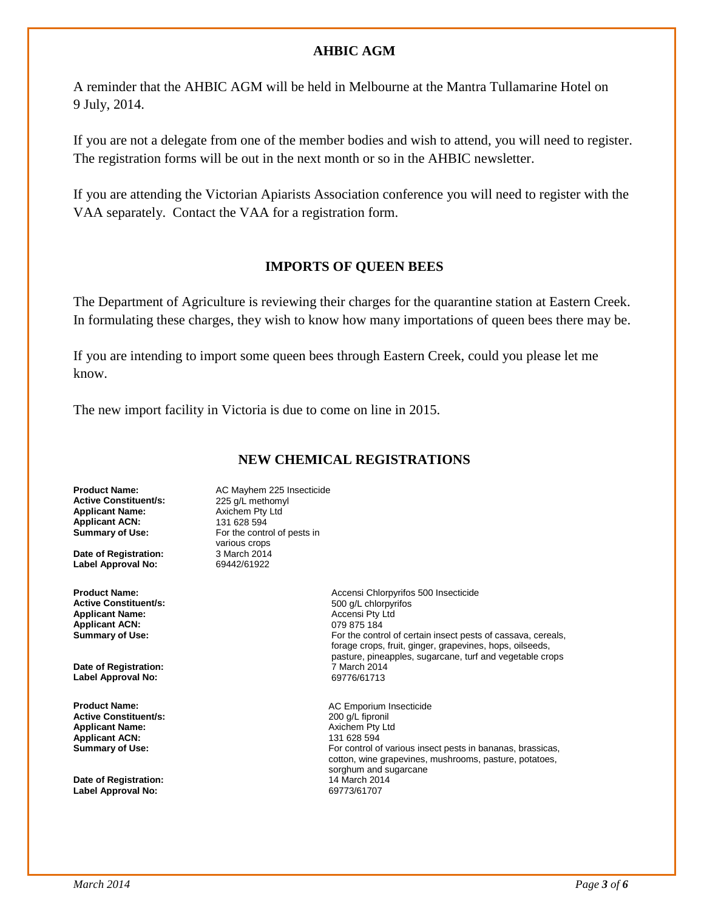## AHBIC AGM

A reminder that the AHBIC AGM will be held in Melbourne at the Mantra Tullamarine Hotel on 9 July, 2014.

If you are not a delegate from one of the member bodies and wish to attend, you will need to register. The registration forms will be out in the next month or so in the AHBIC newsletter.

If you are attending the Victorian Apiarists Association conference you will need to register with the VAA separately. Contact the VAA for a registration form.

## IMPORTS OF QUEEN BEES

The Department of Agriculture is reviewing their charges for the quarantine station at Eastern Creek. In formulating these charges, they wish to know how many importations of queen bees there may be.

If you are intending to import some queen bees through Eastern Creek, could you please let me know.

The new import facility in Victoria is due to come on line in 2015.

## NEW CHEMICAL REGISTRATIONS

**Product Name:** AC Mayhem 225 Insecticide
**Active Constituent/s:** 225 g/L methomyl
**Applicant Name:** Axichem Pty Ltd
**Applicant ACN:** 131 628 594
**Summary of Use:** For the control of pests in various crops
**Date of Registration:** 3 March 2014
**Label Approval No:** 69442/61922

**Product Name:** Accensi Chlorpyrifos 500 Insecticide
**Active Constituent/s:** 500 g/L chlorpyrifos
**Applicant Name:** Accensi Pty Ltd
**Applicant ACN:** 079 875 184
**Summary of Use:** For the control of certain insect pests of cassava, cereals, forage crops, fruit, ginger, grapevines, hops, oilseeds, pasture, pineapples, sugarcane, turf and vegetable crops
**Date of Registration:** 7 March 2014
**Label Approval No:** 69776/61713

**Product Name:** AC Emporium Insecticide
**Active Constituent/s:** 200 g/L fipronil
**Applicant Name:** Axichem Pty Ltd
**Applicant ACN:** 131 628 594
**Summary of Use:** For control of various insect pests in bananas, brassicas, cotton, wine grapevines, mushrooms, pasture, potatoes, sorghum and sugarcane
**Date of Registration:** 14 March 2014
**Label Approval No:** 69773/61707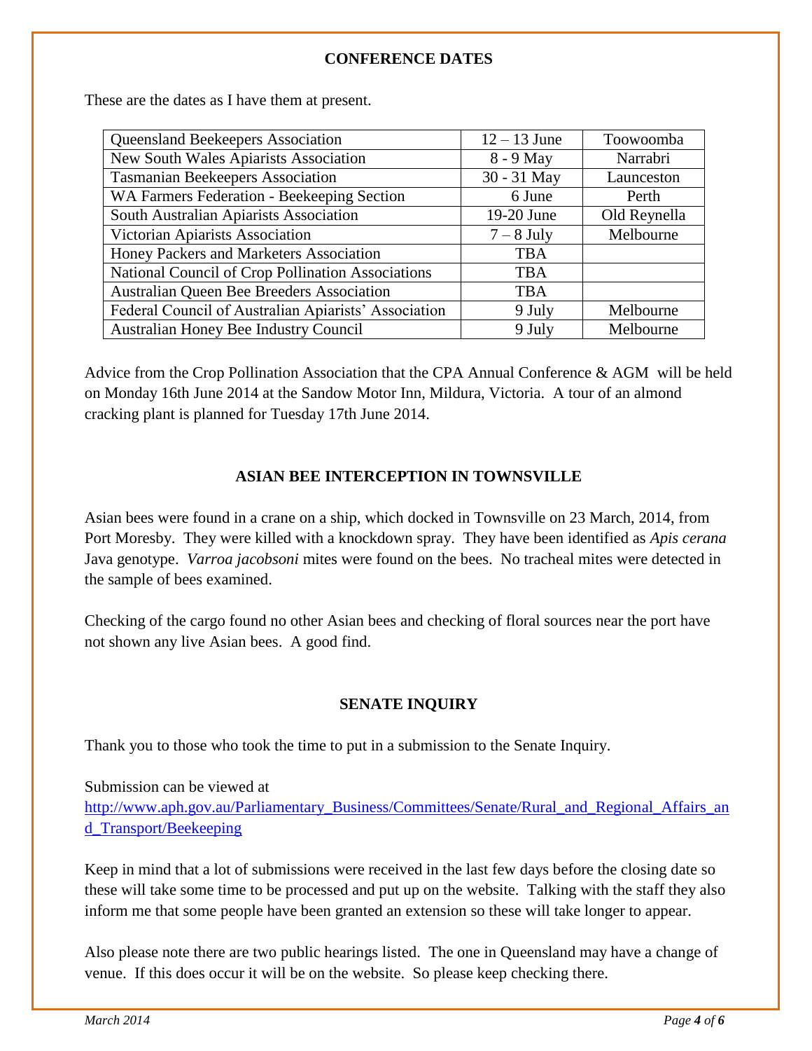## CONFERENCE DATES

These are the dates as I have them at present.

| | | |
|---|---|---|
| Queensland Beekeepers Association | 12 – 13 June | Toowoomba |
| New South Wales Apiarists Association | 8 - 9 May | Narrabri |
| Tasmanian Beekeepers Association | 30 - 31 May | Launceston |
| WA Farmers Federation - Beekeeping Section | 6 June | Perth |
| South Australian Apiarists Association | 19-20 June | Old Reynella |
| Victorian Apiarists Association | 7 – 8 July | Melbourne |
| Honey Packers and Marketers Association | TBA | |
| National Council of Crop Pollination Associations | TBA | |
| Australian Queen Bee Breeders Association | TBA | |
| Federal Council of Australian Apiarists' Association | 9 July | Melbourne |
| Australian Honey Bee Industry Council | 9 July | Melbourne |

Advice from the Crop Pollination Association that the CPA Annual Conference & AGM will be held on Monday 16th June 2014 at the Sandow Motor Inn, Mildura, Victoria. A tour of an almond cracking plant is planned for Tuesday 17th June 2014.

## ASIAN BEE INTERCEPTION IN TOWNSVILLE

Asian bees were found in a crane on a ship, which docked in Townsville on 23 March, 2014, from Port Moresby. They were killed with a knockdown spray. They have been identified as *Apis cerana* Java genotype. *Varroa jacobsoni* mites were found on the bees. No tracheal mites were detected in the sample of bees examined.

Checking of the cargo found no other Asian bees and checking of floral sources near the port have not shown any live Asian bees. A good find.

## SENATE INQUIRY

Thank you to those who took the time to put in a submission to the Senate Inquiry.

Submission can be viewed at
http://www.aph.gov.au/Parliamentary_Business/Committees/Senate/Rural_and_Regional_Affairs_and_Transport/Beekeeping

Keep in mind that a lot of submissions were received in the last few days before the closing date so these will take some time to be processed and put up on the website. Talking with the staff they also inform me that some people have been granted an extension so these will take longer to appear.

Also please note there are two public hearings listed. The one in Queensland may have a change of venue. If this does occur it will be on the website. So please keep checking there.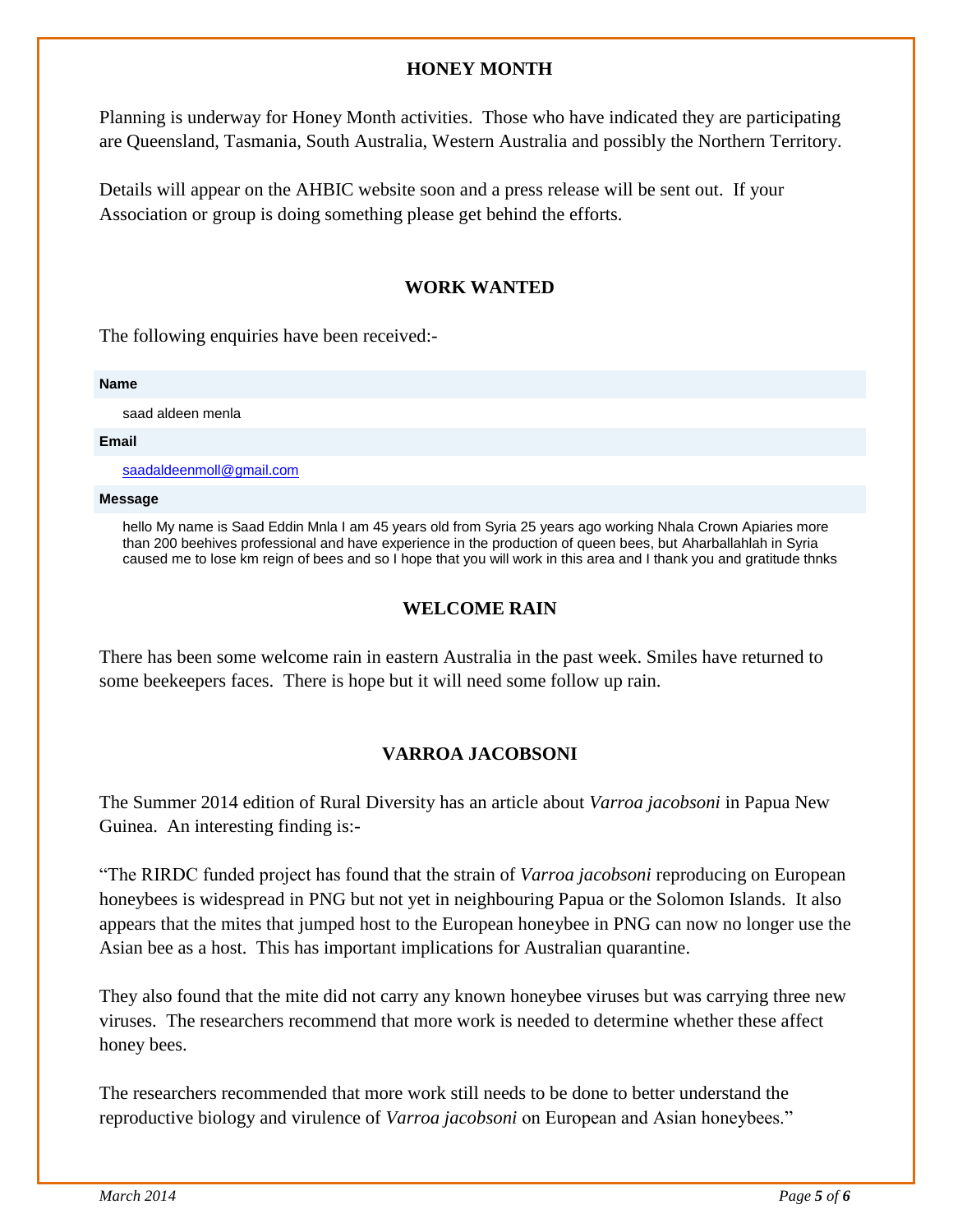## HONEY MONTH

Planning is underway for Honey Month activities. Those who have indicated they are participating are Queensland, Tasmania, South Australia, Western Australia and possibly the Northern Territory.

Details will appear on the AHBIC website soon and a press release will be sent out. If your Association or group is doing something please get behind the efforts.

## WORK WANTED

The following enquiries have been received:-

**Name**

saad aldeen menla

**Email**

saadaldeenmoll@gmail.com

**Message**

hello My name is Saad Eddin Mnla I am 45 years old from Syria 25 years ago working Nhala Crown Apiaries more than 200 beehives professional and have experience in the production of queen bees, but Aharballahlah in Syria caused me to lose km reign of bees and so I hope that you will work in this area and I thank you and gratitude thnks

## WELCOME RAIN

There has been some welcome rain in eastern Australia in the past week. Smiles have returned to some beekeepers faces. There is hope but it will need some follow up rain.

## VARROA JACOBSONI

The Summer 2014 edition of Rural Diversity has an article about *Varroa jacobsoni* in Papua New Guinea. An interesting finding is:-

"The RIRDC funded project has found that the strain of *Varroa jacobsoni* reproducing on European honeybees is widespread in PNG but not yet in neighbouring Papua or the Solomon Islands. It also appears that the mites that jumped host to the European honeybee in PNG can now no longer use the Asian bee as a host. This has important implications for Australian quarantine.

They also found that the mite did not carry any known honeybee viruses but was carrying three new viruses. The researchers recommend that more work is needed to determine whether these affect honey bees.

The researchers recommended that more work still needs to be done to better understand the reproductive biology and virulence of *Varroa jacobsoni* on European and Asian honeybees."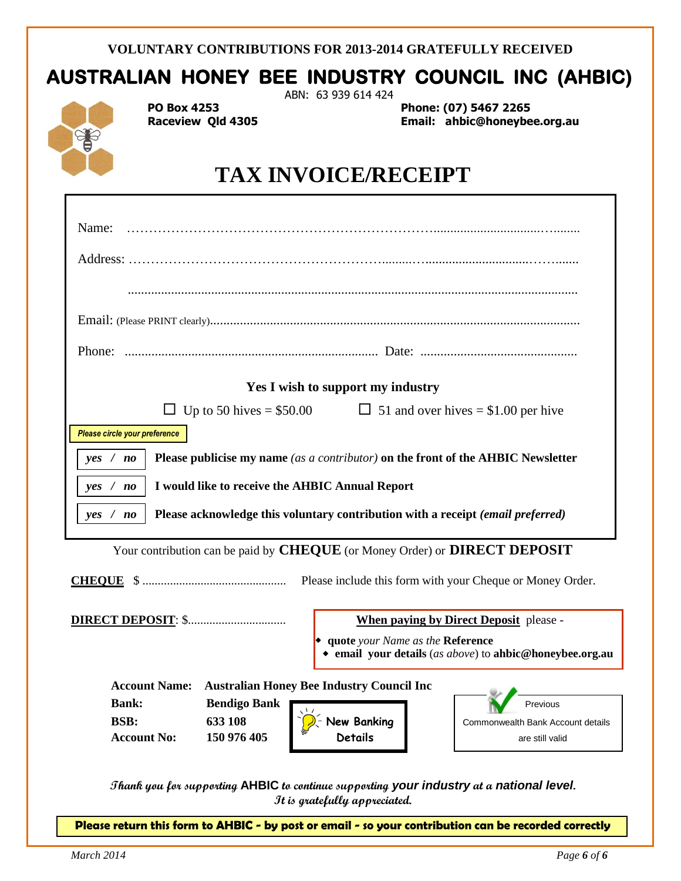**VOLUNTARY CONTRIBUTIONS FOR 2013-2014 GRATEFULLY RECEIVED**

# AUSTRALIAN HONEY BEE INDUSTRY COUNCIL INC (AHBIC)

ABN: 63 939 614 424

**PO Box 4253**
**Raceview Qld 4305**

**Phone: (07) 5467 2265**
**Email: ahbic@honeybee.org.au**

# TAX INVOICE/RECEIPT

Name: ……………………………………………………………………………………………

Address: ……………………………………………………………………………………………

……………………………………………………………………………………………

Email: (Please PRINT clearly)……………………………………………………………………

Phone: …………………………………………… Date: ……………………………………

**Yes I wish to support my industry**

☐ Up to 50 hives = $50.00 ☐ 51 and over hives = $1.00 per hive

***Please circle your preference***

| | |
|---|---|
| *yes / no* | **Please publicise my name** *(as a contributor)* **on the front of the AHBIC Newsletter** |
| *yes / no* | **I would like to receive the AHBIC Annual Report** |
| *yes / no* | **Please acknowledge this voluntary contribution with a receipt** ***(email preferred)*** |

Your contribution can be paid by **CHEQUE** (or Money Order) or **DIRECT DEPOSIT**

**CHEQUE** $ …………………………… Please include this form with your Cheque or Money Order.

**DIRECT DEPOSIT**: $……………………………

**When paying by Direct Deposit** please -

- **quote** *your Name as the* **Reference**
- **email your details** (*as above*) to **ahbic@honeybee.org.au**

| | |
|---|---|
| **Account Name:** | **Australian Honey Bee Industry Council Inc** |
| **Bank:** | **Bendigo Bank** |
| **BSB:** | **633 108** |
| **Account No:** | **150 976 405** |

New Banking Details

Previous Commonwealth Bank Account details are still valid

*Thank you for supporting AHBIC to continue supporting your industry at a national level.*
*It is gratefully appreciated.*

**Please return this form to AHBIC - by post or email - so your contribution can be recorded correctly**

*March 2014*